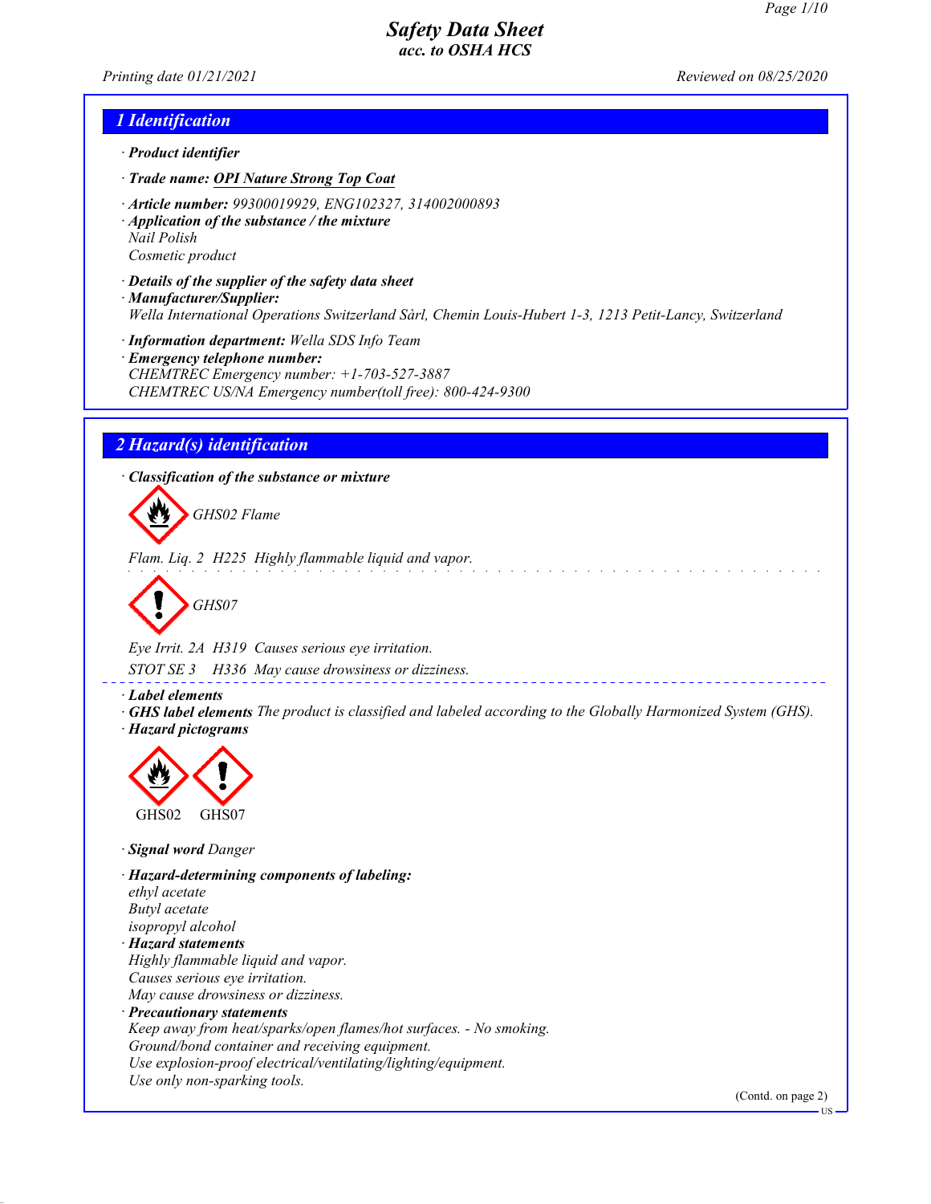# Safety Data Sheet
**acc. to OSHA HCS**

*Printing date 01/21/2021* *Reviewed on 08/25/2020*

## 1 Identification

· **Product identifier**

· **Trade name: OPI Nature Strong Top Coat**

· **Article number:** 99300019929, ENG102327, 314002000893

· **Application of the substance / the mixture**
Nail Polish
Cosmetic product

· **Details of the supplier of the safety data sheet**

· **Manufacturer/Supplier:**
Wella International Operations Switzerland Sàrl, Chemin Louis-Hubert 1-3, 1213 Petit-Lancy, Switzerland

· **Information department:** Wella SDS Info Team

· **Emergency telephone number:**
CHEMTREC Emergency number: +1-703-527-3887
CHEMTREC US/NA Emergency number(toll free): 800-424-9300

## 2 Hazard(s) identification

· **Classification of the substance or mixture**

GHS02 Flame

Flam. Liq. 2 H225 Highly flammable liquid and vapor.

GHS07

Eye Irrit. 2A H319 Causes serious eye irritation.

STOT SE 3 H336 May cause drowsiness or dizziness.

· **Label elements**

· **GHS label elements** The product is classified and labeled according to the Globally Harmonized System (GHS).

· **Hazard pictograms**

GHS02 GHS07

· **Signal word** Danger

· **Hazard-determining components of labeling:**
ethyl acetate
Butyl acetate
isopropyl alcohol

· **Hazard statements**
Highly flammable liquid and vapor.
Causes serious eye irritation.
May cause drowsiness or dizziness.

· **Precautionary statements**
Keep away from heat/sparks/open flames/hot surfaces. - No smoking.
Ground/bond container and receiving equipment.
Use explosion-proof electrical/ventilating/lighting/equipment.
Use only non-sparking tools.

(Contd. on page 2)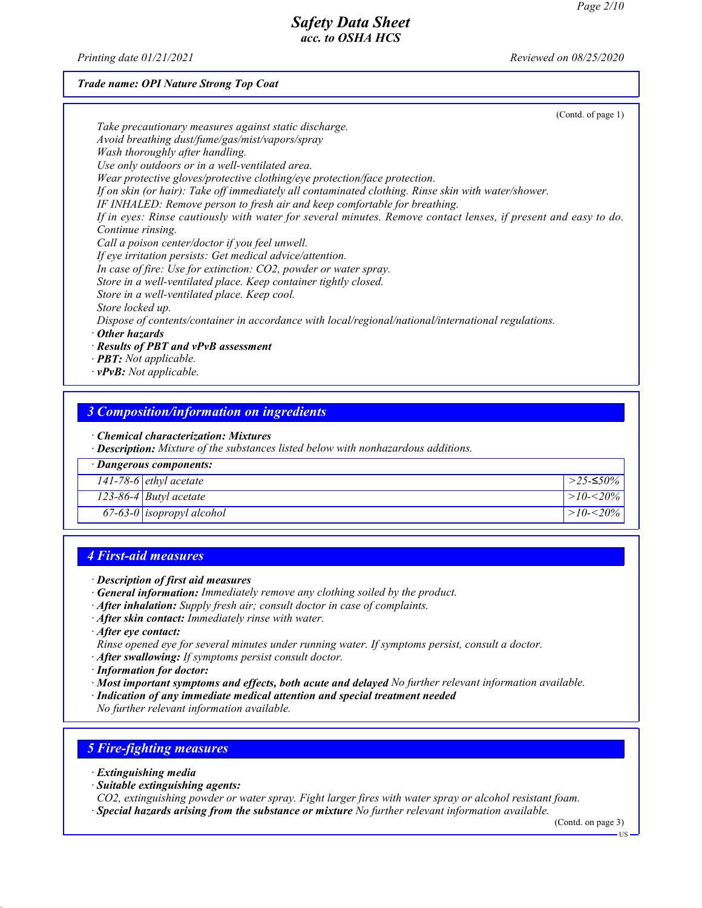**Trade name: OPI Nature Strong Top Coat**

(Contd. of page 1)

Take precautionary measures against static discharge.
Avoid breathing dust/fume/gas/mist/vapors/spray
Wash thoroughly after handling.
Use only outdoors or in a well-ventilated area.
Wear protective gloves/protective clothing/eye protection/face protection.
If on skin (or hair): Take off immediately all contaminated clothing. Rinse skin with water/shower.
IF INHALED: Remove person to fresh air and keep comfortable for breathing.
If in eyes: Rinse cautiously with water for several minutes. Remove contact lenses, if present and easy to do. Continue rinsing.
Call a poison center/doctor if you feel unwell.
If eye irritation persists: Get medical advice/attention.
In case of fire: Use for extinction: $CO_2$, powder or water spray.
Store in a well-ventilated place. Keep container tightly closed.
Store in a well-ventilated place. Keep cool.
Store locked up.
Dispose of contents/container in accordance with local/regional/national/international regulations.

· **Other hazards**
· **Results of PBT and vPvB assessment**
· **PBT:** Not applicable.
· **vPvB:** Not applicable.

## 3 Composition/information on ingredients

· **Chemical characterization: Mixtures**
· **Description:** Mixture of the substances listed below with nonhazardous additions.

| · Dangerous components: | | |
|---|---|---|
| 141-78-6 | ethyl acetate | >25-≤50% |
| 123-86-4 | Butyl acetate | >10-<20% |
| 67-63-0 | isopropyl alcohol | >10-<20% |

## 4 First-aid measures

· **Description of first aid measures**
· **General information:** Immediately remove any clothing soiled by the product.
· **After inhalation:** Supply fresh air; consult doctor in case of complaints.
· **After skin contact:** Immediately rinse with water.
· **After eye contact:**
Rinse opened eye for several minutes under running water. If symptoms persist, consult a doctor.
· **After swallowing:** If symptoms persist consult doctor.
· **Information for doctor:**
· **Most important symptoms and effects, both acute and delayed** No further relevant information available.
· **Indication of any immediate medical attention and special treatment needed**
No further relevant information available.

## 5 Fire-fighting measures

· **Extinguishing media**
· **Suitable extinguishing agents:**
$CO_2$, extinguishing powder or water spray. Fight larger fires with water spray or alcohol resistant foam.
· **Special hazards arising from the substance or mixture** No further relevant information available.

(Contd. on page 3)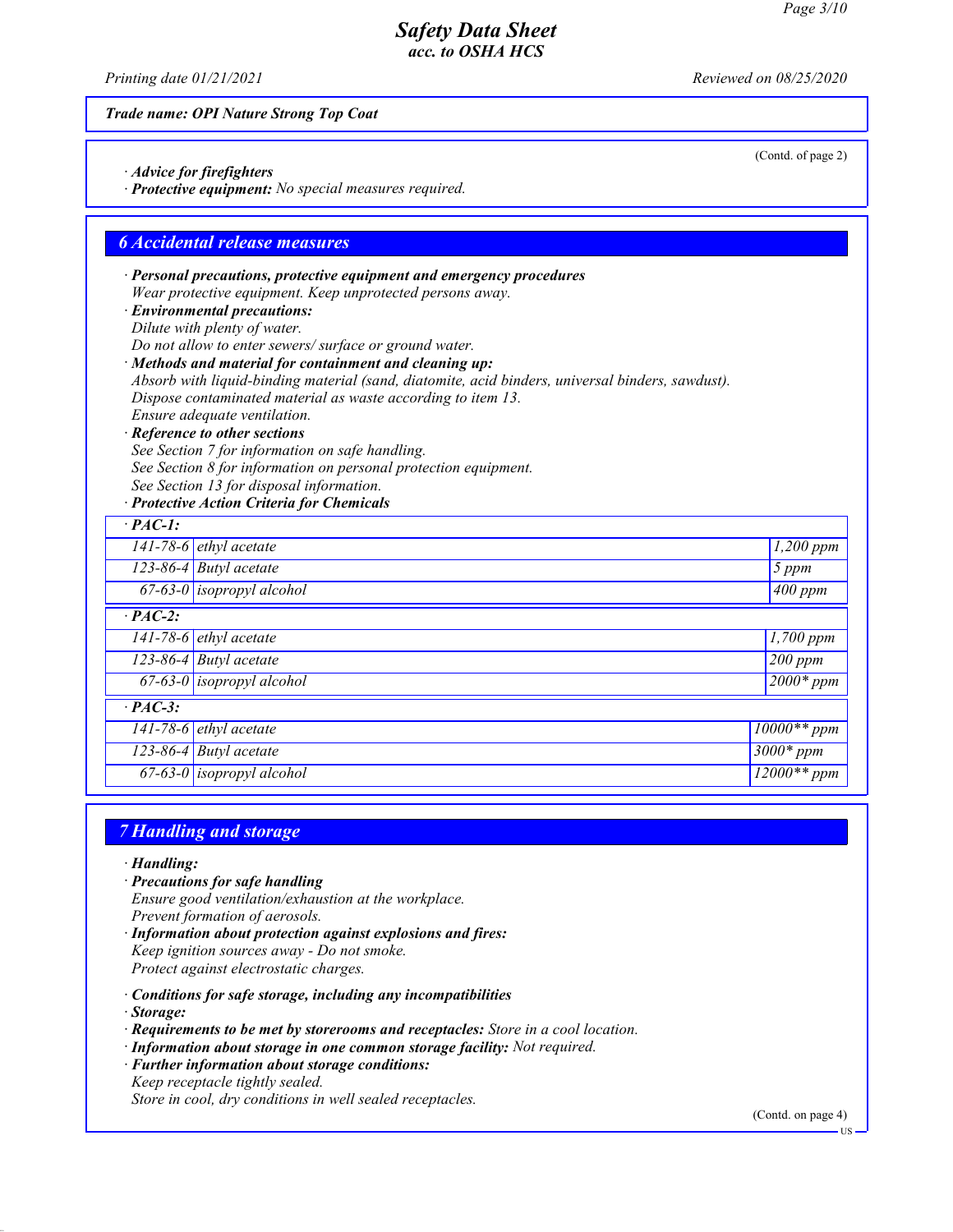*Trade name: OPI Nature Strong Top Coat*

(Contd. of page 2)

· ***Advice for firefighters***
· ***Protective equipment:*** *No special measures required.*

## 6 Accidental release measures

· ***Personal precautions, protective equipment and emergency procedures***
*Wear protective equipment. Keep unprotected persons away.*
· ***Environmental precautions:***
*Dilute with plenty of water.*
*Do not allow to enter sewers/ surface or ground water.*
· ***Methods and material for containment and cleaning up:***
*Absorb with liquid-binding material (sand, diatomite, acid binders, universal binders, sawdust).*
*Dispose contaminated material as waste according to item 13.*
*Ensure adequate ventilation.*
· ***Reference to other sections***
*See Section 7 for information on safe handling.*
*See Section 8 for information on personal protection equipment.*
*See Section 13 for disposal information.*
· ***Protective Action Criteria for Chemicals***

| · **PAC-1:** | | |
|---|---|---|
| 141-78-6 | ethyl acetate | 1,200 ppm |
| 123-86-4 | Butyl acetate | 5 ppm |
| 67-63-0 | isopropyl alcohol | 400 ppm |
| · **PAC-2:** | | |
| 141-78-6 | ethyl acetate | 1,700 ppm |
| 123-86-4 | Butyl acetate | 200 ppm |
| 67-63-0 | isopropyl alcohol | 2000* ppm |
| · **PAC-3:** | | |
| 141-78-6 | ethyl acetate | 10000** ppm |
| 123-86-4 | Butyl acetate | 3000* ppm |
| 67-63-0 | isopropyl alcohol | 12000** ppm |

## 7 Handling and storage

· ***Handling:***
· ***Precautions for safe handling***
*Ensure good ventilation/exhaustion at the workplace.*
*Prevent formation of aerosols.*
· ***Information about protection against explosions and fires:***
*Keep ignition sources away - Do not smoke.*
*Protect against electrostatic charges.*

· ***Conditions for safe storage, including any incompatibilities***
· ***Storage:***
· ***Requirements to be met by storerooms and receptacles:*** *Store in a cool location.*
· ***Information about storage in one common storage facility:*** *Not required.*
· ***Further information about storage conditions:***
*Keep receptacle tightly sealed.*
*Store in cool, dry conditions in well sealed receptacles.*

(Contd. on page 4)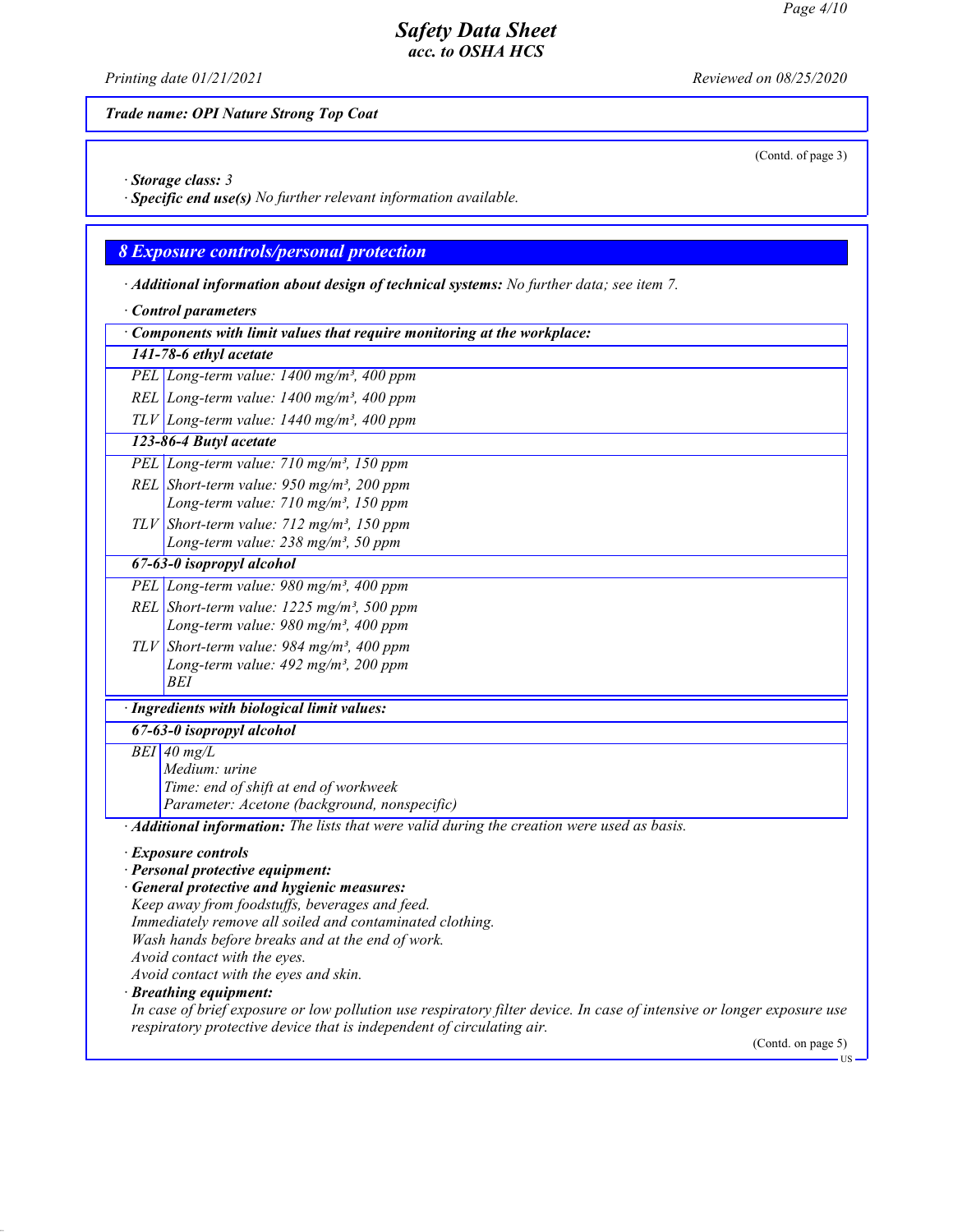Trade name: OPI Nature Strong Top Coat

(Contd. of page 3)

· **Storage class:** 3
· **Specific end use(s)** No further relevant information available.

## 8 Exposure controls/personal protection

· **Additional information about design of technical systems:** No further data; see item 7.

· **Control parameters**

| · Components with limit values that require monitoring at the workplace: | |
|---|---|
| **141-78-6 ethyl acetate** | |
| PEL | Long-term value: 1400 mg/m³, 400 ppm |
| REL | Long-term value: 1400 mg/m³, 400 ppm |
| TLV | Long-term value: 1440 mg/m³, 400 ppm |
| **123-86-4 Butyl acetate** | |
| PEL | Long-term value: 710 mg/m³, 150 ppm |
| REL | Short-term value: 950 mg/m³, 200 ppm<br>Long-term value: 710 mg/m³, 150 ppm |
| TLV | Short-term value: 712 mg/m³, 150 ppm<br>Long-term value: 238 mg/m³, 50 ppm |
| **67-63-0 isopropyl alcohol** | |
| PEL | Long-term value: 980 mg/m³, 400 ppm |
| REL | Short-term value: 1225 mg/m³, 500 ppm<br>Long-term value: 980 mg/m³, 400 ppm |
| TLV | Short-term value: 984 mg/m³, 400 ppm<br>Long-term value: 492 mg/m³, 200 ppm<br>BEI |

| · Ingredients with biological limit values: | |
|---|---|
| **67-63-0 isopropyl alcohol** | |
| BEI | 40 mg/L<br>Medium: urine<br>Time: end of shift at end of workweek<br>Parameter: Acetone (background, nonspecific) |

· **Additional information:** The lists that were valid during the creation were used as basis.

· **Exposure controls**
· **Personal protective equipment:**
· **General protective and hygienic measures:**
Keep away from foodstuffs, beverages and feed.
Immediately remove all soiled and contaminated clothing.
Wash hands before breaks and at the end of work.
Avoid contact with the eyes.
Avoid contact with the eyes and skin.
· **Breathing equipment:**
In case of brief exposure or low pollution use respiratory filter device. In case of intensive or longer exposure use respiratory protective device that is independent of circulating air.

(Contd. on page 5)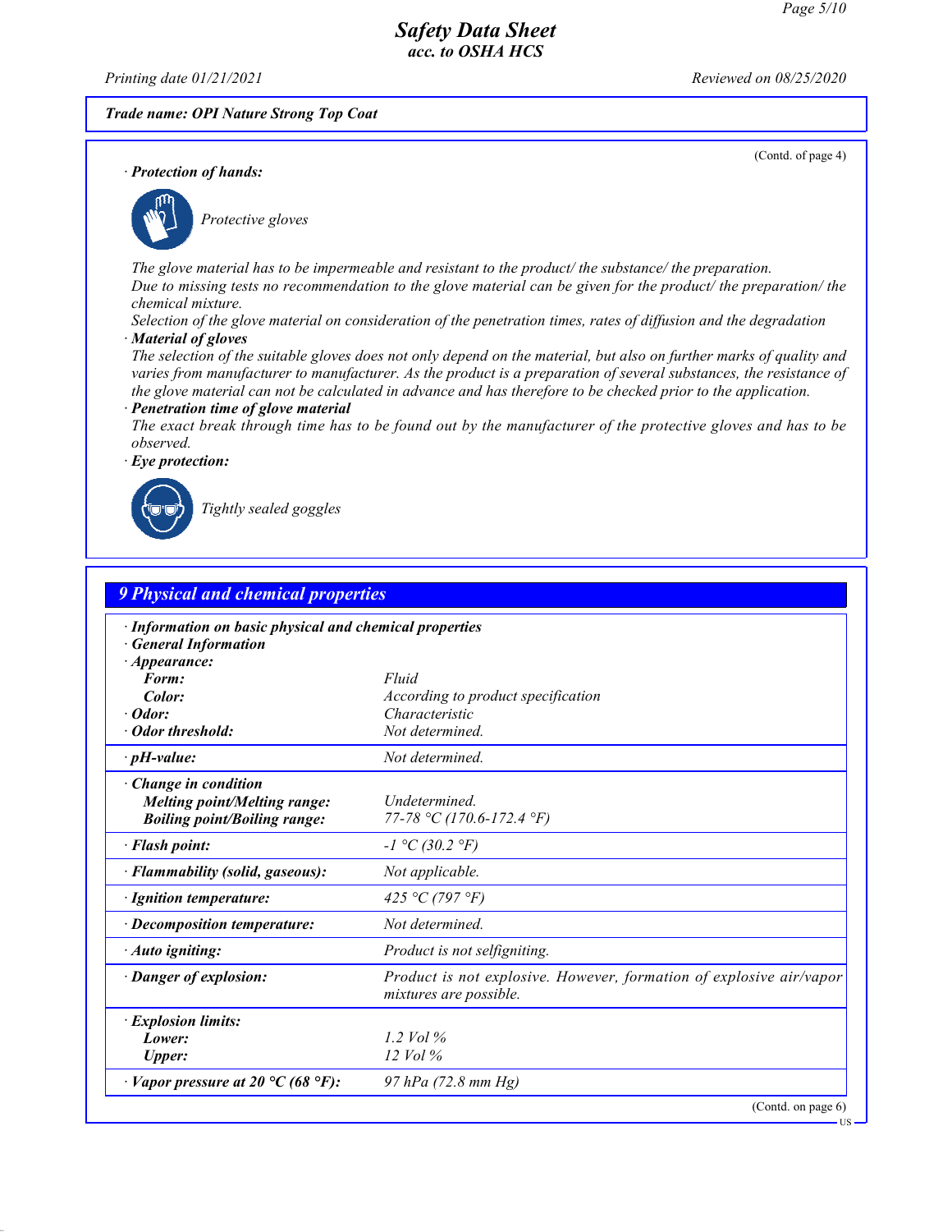**Trade name: OPI Nature Strong Top Coat**

(Contd. of page 4)

· **Protection of hands:**

*Protective gloves*

The glove material has to be impermeable and resistant to the product/ the substance/ the preparation.
Due to missing tests no recommendation to the glove material can be given for the product/ the preparation/ the chemical mixture.
Selection of the glove material on consideration of the penetration times, rates of diffusion and the degradation

· **Material of gloves**

The selection of the suitable gloves does not only depend on the material, but also on further marks of quality and varies from manufacturer to manufacturer. As the product is a preparation of several substances, the resistance of the glove material can not be calculated in advance and has therefore to be checked prior to the application.

· **Penetration time of glove material**

The exact break through time has to be found out by the manufacturer of the protective gloves and has to be observed.

· **Eye protection:**

*Tightly sealed goggles*

## 9 Physical and chemical properties

| | |
|---|---|
| · **Information on basic physical and chemical properties** | |
| · **General Information** | |
| · **Appearance:** | |
| **Form:** | Fluid |
| **Color:** | According to product specification |
| · **Odor:** | Characteristic |
| · **Odor threshold:** | Not determined. |
| · **pH-value:** | Not determined. |
| · **Change in condition** | |
| **Melting point/Melting range:** | Undetermined. |
| **Boiling point/Boiling range:** | 77-78 °C (170.6-172.4 °F) |
| · **Flash point:** | -1 °C (30.2 °F) |
| · **Flammability (solid, gaseous):** | Not applicable. |
| · **Ignition temperature:** | 425 °C (797 °F) |
| · **Decomposition temperature:** | Not determined. |
| · **Auto igniting:** | Product is not selfigniting. |
| · **Danger of explosion:** | Product is not explosive. However, formation of explosive air/vapor mixtures are possible. |
| · **Explosion limits:** | |
| **Lower:** | 1.2 Vol % |
| **Upper:** | 12 Vol % |
| · **Vapor pressure at 20 °C (68 °F):** | 97 hPa (72.8 mm Hg) |

(Contd. on page 6)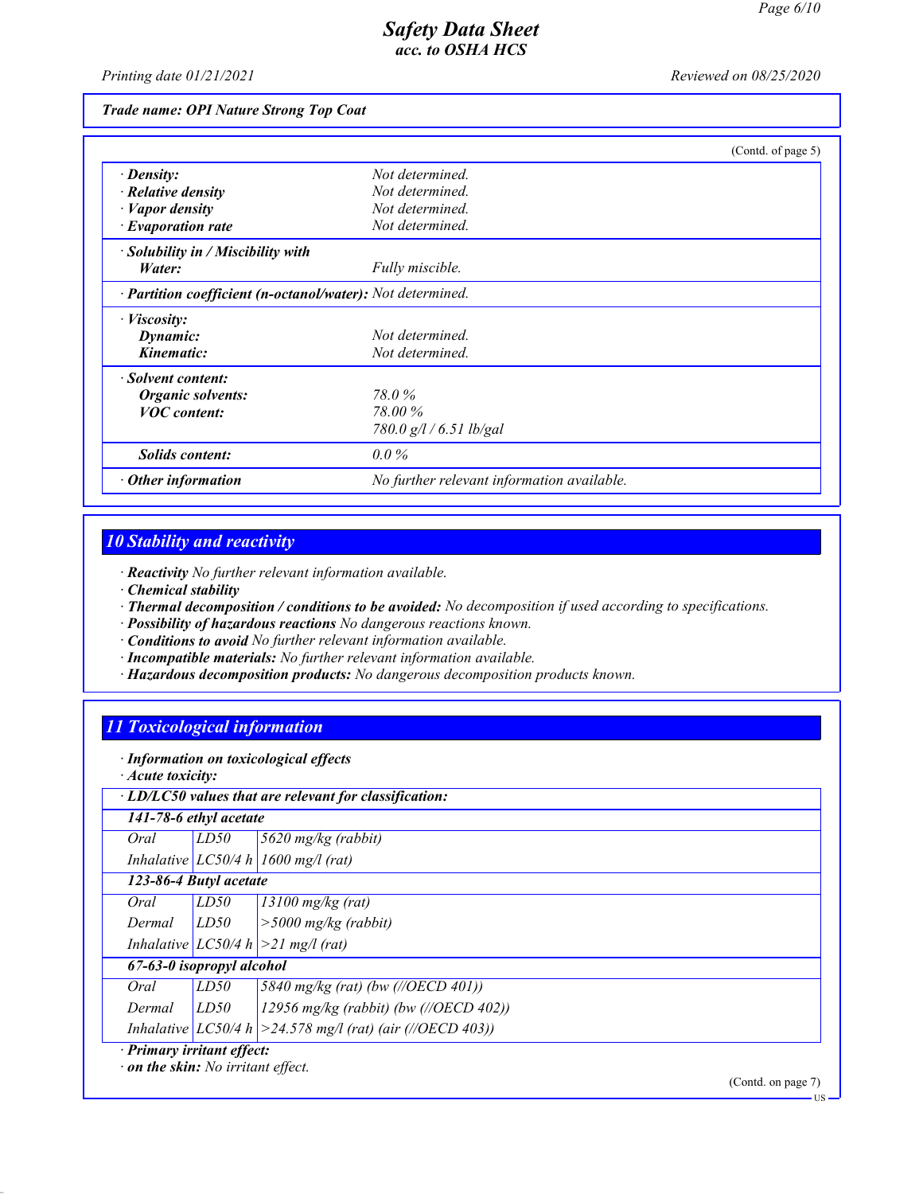**Trade name: OPI Nature Strong Top Coat**

(Contd. of page 5)

| | |
|---|---|
| · **Density:** | Not determined. |
| · **Relative density** | Not determined. |
| · **Vapor density** | Not determined. |
| · **Evaporation rate** | Not determined. |
| · **Solubility in / Miscibility with** | |
| **Water:** | Fully miscible. |
| · **Partition coefficient (n-octanol/water):** | Not determined. |
| · **Viscosity:** | |
| **Dynamic:** | Not determined. |
| **Kinematic:** | Not determined. |
| · **Solvent content:** | |
| **Organic solvents:** | 78.0 % |
| **VOC content:** | 78.00 % |
| | 780.0 g/l / 6.51 lb/gal |
| **Solids content:** | 0.0 % |
| · **Other information** | No further relevant information available. |

## 10 Stability and reactivity

· **Reactivity** No further relevant information available.
· **Chemical stability**
· **Thermal decomposition / conditions to be avoided:** No decomposition if used according to specifications.
· **Possibility of hazardous reactions** No dangerous reactions known.
· **Conditions to avoid** No further relevant information available.
· **Incompatible materials:** No further relevant information available.
· **Hazardous decomposition products:** No dangerous decomposition products known.

## 11 Toxicological information

· **Information on toxicological effects**
· **Acute toxicity:**

| · **LD/LC50 values that are relevant for classification:** | | |
|---|---|---|
| **141-78-6 ethyl acetate** | | |
| Oral | LD50 | 5620 mg/kg (rabbit) |
| Inhalative | LC50/4 h | 1600 mg/l (rat) |
| **123-86-4 Butyl acetate** | | |
| Oral | LD50 | 13100 mg/kg (rat) |
| Dermal | LD50 | >5000 mg/kg (rabbit) |
| Inhalative | LC50/4 h | >21 mg/l (rat) |
| **67-63-0 isopropyl alcohol** | | |
| Oral | LD50 | 5840 mg/kg (rat) (bw (//OECD 401)) |
| Dermal | LD50 | 12956 mg/kg (rabbit) (bw (//OECD 402)) |
| Inhalative | LC50/4 h | >24.578 mg/l (rat) (air (//OECD 403)) |

· **Primary irritant effect:**
· **on the skin:** No irritant effect.

(Contd. on page 7)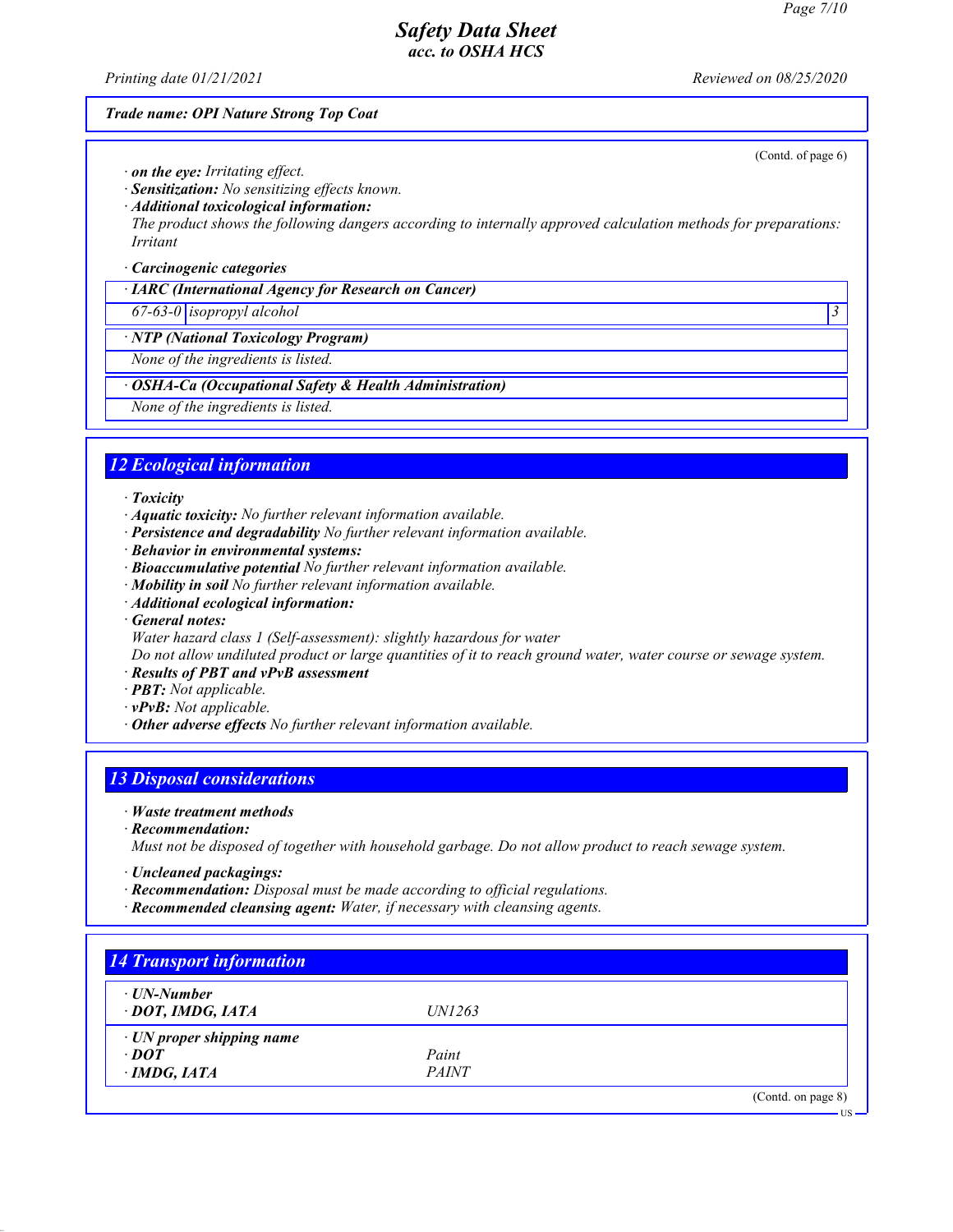(Contd. of page 6)

· ***on the eye:*** *Irritating effect.*
· ***Sensitization:*** *No sensitizing effects known.*
· ***Additional toxicological information:***
*The product shows the following dangers according to internally approved calculation methods for preparations: Irritant*

· ***Carcinogenic categories***

| · ***IARC (International Agency for Research on Cancer)*** | | |
|---|---|---|
| *67-63-0* | *isopropyl alcohol* | *3* |

| · ***NTP (National Toxicology Program)*** |
|---|
| *None of the ingredients is listed.* |

| · ***OSHA-Ca (Occupational Safety & Health Administration)*** |
|---|
| *None of the ingredients is listed.* |

## 12 Ecological information

· ***Toxicity***
· ***Aquatic toxicity:*** *No further relevant information available.*
· ***Persistence and degradability*** *No further relevant information available.*
· ***Behavior in environmental systems:***
· ***Bioaccumulative potential*** *No further relevant information available.*
· ***Mobility in soil*** *No further relevant information available.*
· ***Additional ecological information:***
· ***General notes:***
*Water hazard class 1 (Self-assessment): slightly hazardous for water*
*Do not allow undiluted product or large quantities of it to reach ground water, water course or sewage system.*
· ***Results of PBT and vPvB assessment***
· ***PBT:*** *Not applicable.*
· ***vPvB:*** *Not applicable.*
· ***Other adverse effects*** *No further relevant information available.*

## 13 Disposal considerations

· ***Waste treatment methods***
· ***Recommendation:***
*Must not be disposed of together with household garbage. Do not allow product to reach sewage system.*

· ***Uncleaned packagings:***
· ***Recommendation:*** *Disposal must be made according to official regulations.*
· ***Recommended cleansing agent:*** *Water, if necessary with cleansing agents.*

## 14 Transport information

| | |
|---|---|
| · ***UN-Number*** | |
| · ***DOT, IMDG, IATA*** | *UN1263* |
| · ***UN proper shipping name*** | |
| · ***DOT*** | *Paint* |
| · ***IMDG, IATA*** | *PAINT* |

(Contd. on page 8)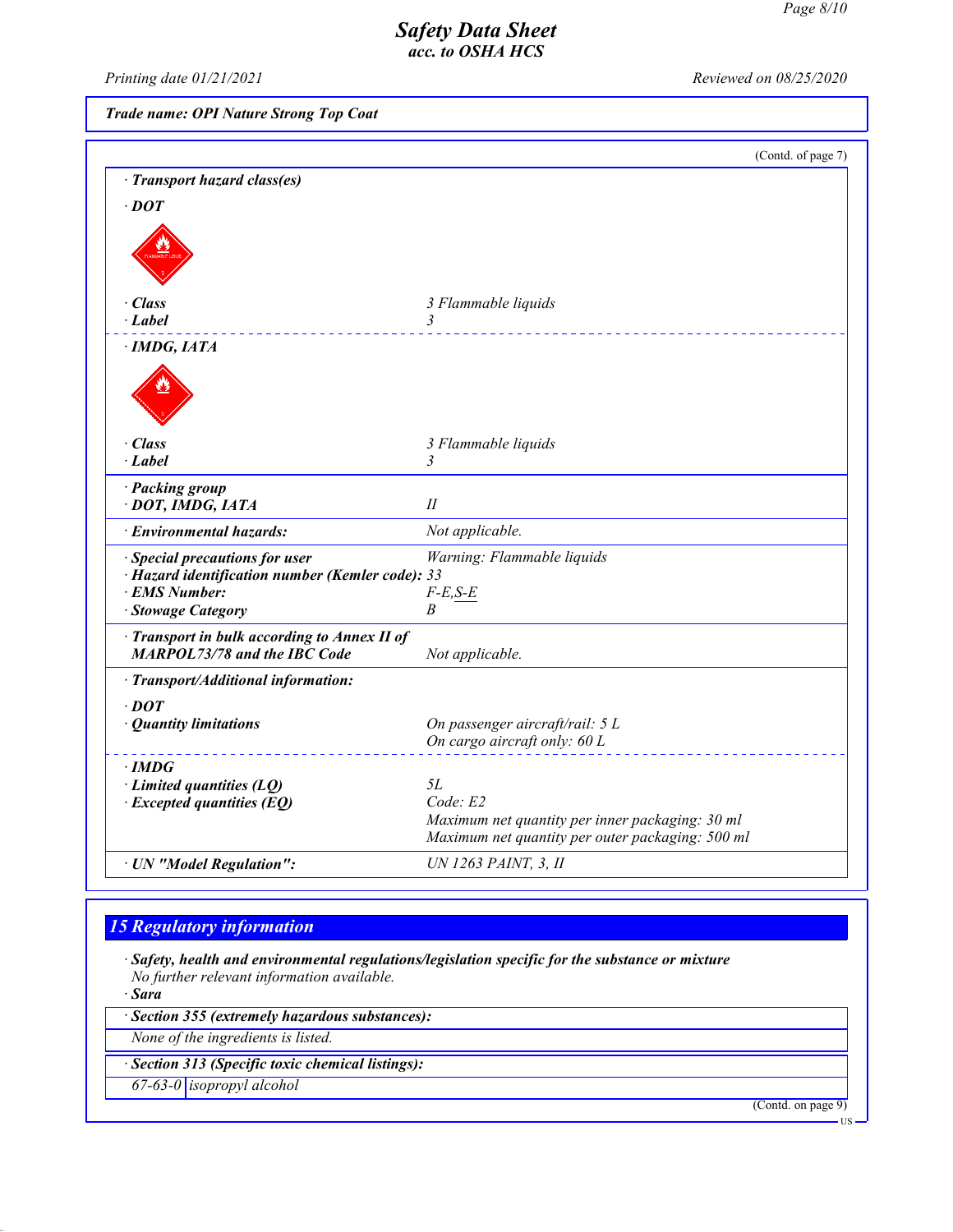**Safety Data Sheet**
**acc. to OSHA HCS**

Printing date 01/21/2021 Reviewed on 08/25/2020

**Trade name: OPI Nature Strong Top Coat**

(Contd. of page 7)

· **Transport hazard class(es)**

· **DOT**

| | |
|---|---|
| · **Class** | 3 Flammable liquids |
| · **Label** | 3 |

· **IMDG, IATA**

| | |
|---|---|
| · **Class** | 3 Flammable liquids |
| · **Label** | 3 |

| | |
|---|---|
| · **Packing group** · **DOT, IMDG, IATA** | II |
| · **Environmental hazards:** | Not applicable. |
| · **Special precautions for user** | Warning: Flammable liquids |
| · **Hazard identification number (Kemler code):** | 33 |
| · **EMS Number:** | F-E,S-E |
| · **Stowage Category** | B |
| · **Transport in bulk according to Annex II of MARPOL73/78 and the IBC Code** | Not applicable. |

· **Transport/Additional information:**

· **DOT**

| | |
|---|---|
| · **Quantity limitations** | On passenger aircraft/rail: 5 L<br>On cargo aircraft only: 60 L |

· **IMDG**

| | |
|---|---|
| · **Limited quantities (LQ)** | 5L |
| · **Excepted quantities (EQ)** | Code: E2<br>Maximum net quantity per inner packaging: 30 ml<br>Maximum net quantity per outer packaging: 500 ml |
| · **UN "Model Regulation":** | UN 1263 PAINT, 3, II |

## 15 Regulatory information

· **Safety, health and environmental regulations/legislation specific for the substance or mixture**
No further relevant information available.

· **Sara**

· **Section 355 (extremely hazardous substances):**
None of the ingredients is listed.

· **Section 313 (Specific toxic chemical listings):**

| | |
|---|---|
| 67-63-0 | isopropyl alcohol |

(Contd. on page 9)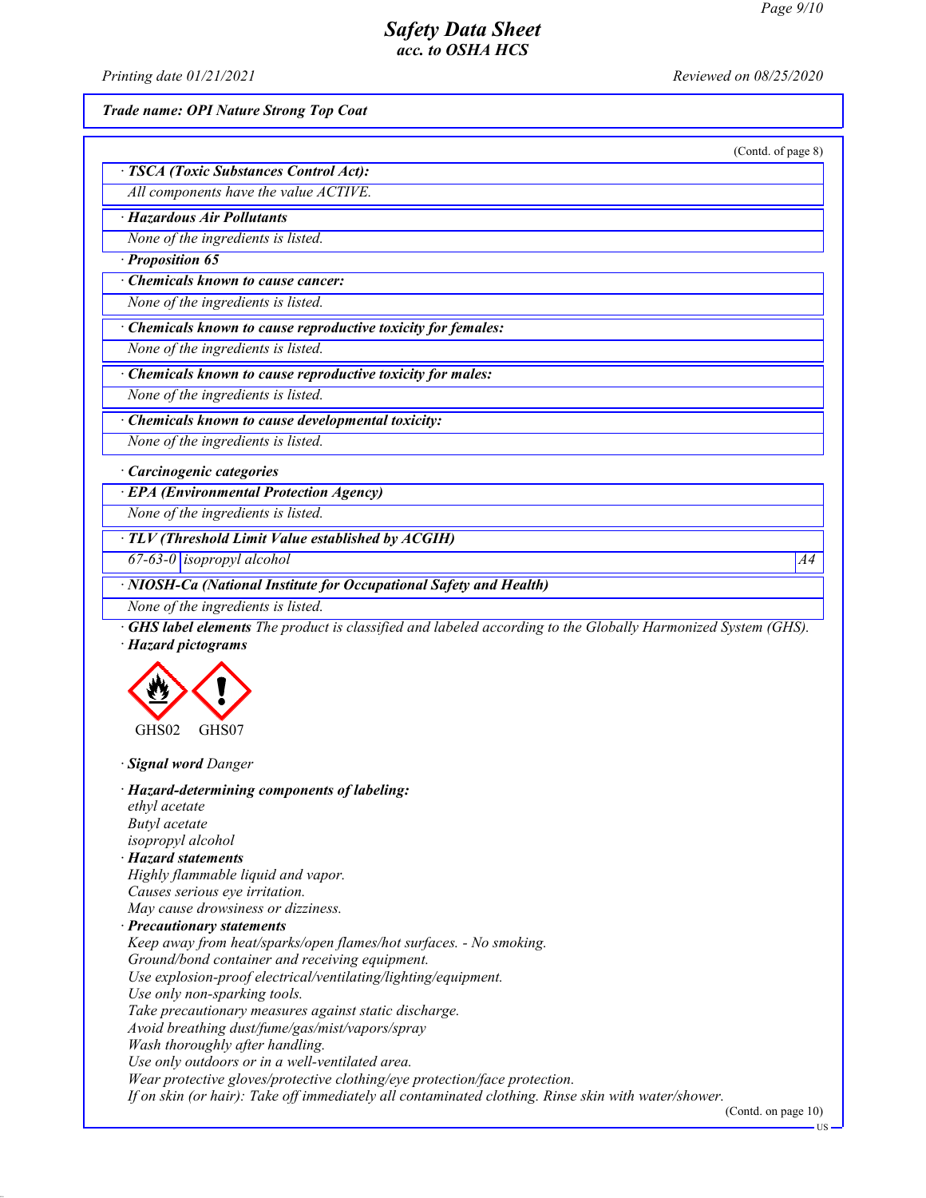**Trade name: OPI Nature Strong Top Coat**

(Contd. of page 8)

· **TSCA (Toxic Substances Control Act):**

All components have the value ACTIVE.

· **Hazardous Air Pollutants**

None of the ingredients is listed.

· **Proposition 65**

· **Chemicals known to cause cancer:**

None of the ingredients is listed.

· **Chemicals known to cause reproductive toxicity for females:**

None of the ingredients is listed.

· **Chemicals known to cause reproductive toxicity for males:**

None of the ingredients is listed.

· **Chemicals known to cause developmental toxicity:**

None of the ingredients is listed.

· **Carcinogenic categories**

· **EPA (Environmental Protection Agency)**

None of the ingredients is listed.

· **TLV (Threshold Limit Value established by ACGIH)**

| 67-63-0 | isopropyl alcohol | A4 |
|---|---|---|

· **NIOSH-Ca (National Institute for Occupational Safety and Health)**

None of the ingredients is listed.

· **GHS label elements** The product is classified and labeled according to the Globally Harmonized System (GHS).

· **Hazard pictograms**

GHS02 GHS07

· **Signal word** Danger

· **Hazard-determining components of labeling:**

ethyl acetate
Butyl acetate
isopropyl alcohol

· **Hazard statements**

Highly flammable liquid and vapor.
Causes serious eye irritation.
May cause drowsiness or dizziness.

· **Precautionary statements**

Keep away from heat/sparks/open flames/hot surfaces. - No smoking.
Ground/bond container and receiving equipment.
Use explosion-proof electrical/ventilating/lighting/equipment.
Use only non-sparking tools.
Take precautionary measures against static discharge.
Avoid breathing dust/fume/gas/mist/vapors/spray
Wash thoroughly after handling.
Use only outdoors or in a well-ventilated area.
Wear protective gloves/protective clothing/eye protection/face protection.
If on skin (or hair): Take off immediately all contaminated clothing. Rinse skin with water/shower.

(Contd. on page 10)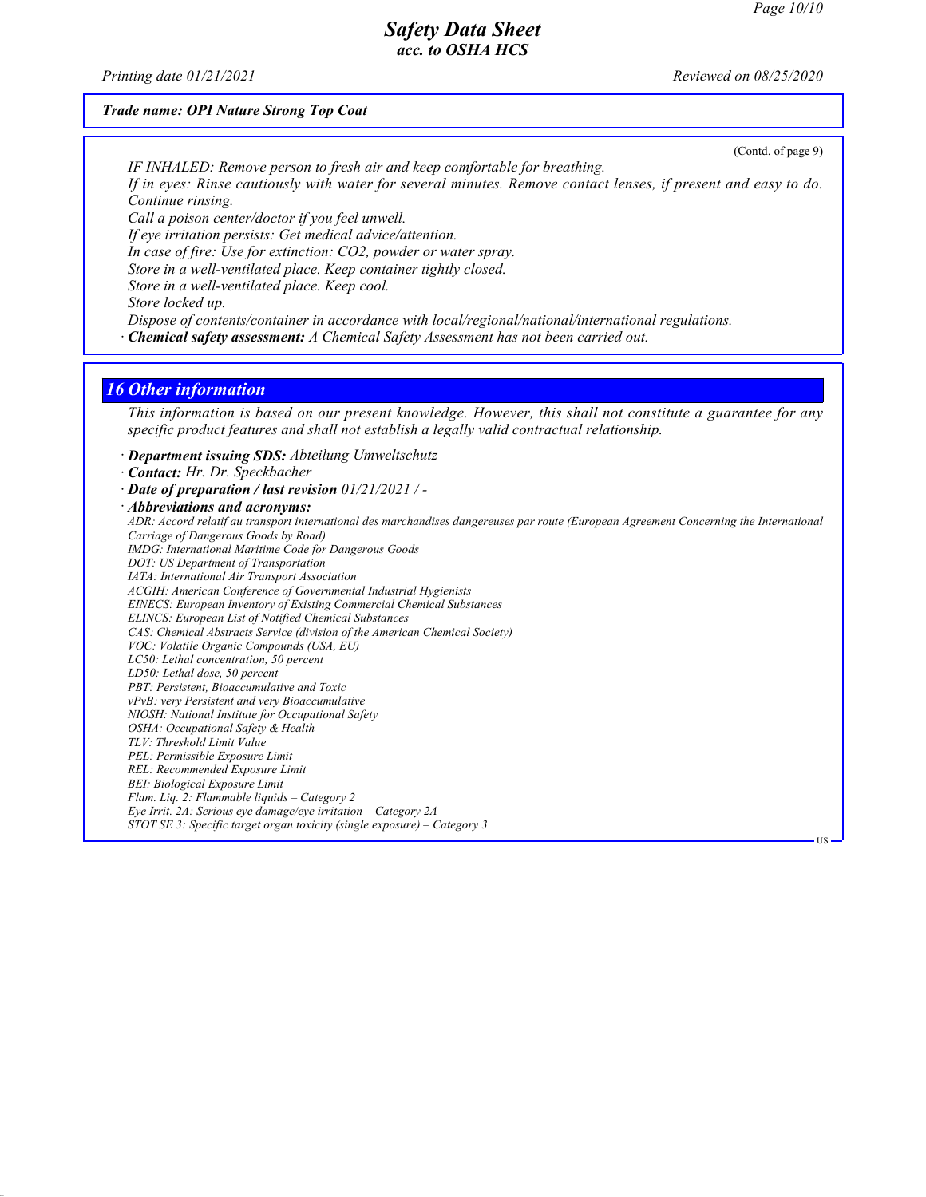*Trade name: OPI Nature Strong Top Coat*

(Contd. of page 9)

*IF INHALED: Remove person to fresh air and keep comfortable for breathing.*
*If in eyes: Rinse cautiously with water for several minutes. Remove contact lenses, if present and easy to do. Continue rinsing.*
*Call a poison center/doctor if you feel unwell.*
*If eye irritation persists: Get medical advice/attention.*
*In case of fire: Use for extinction: CO2, powder or water spray.*
*Store in a well-ventilated place. Keep container tightly closed.*
*Store in a well-ventilated place. Keep cool.*
*Store locked up.*
*Dispose of contents/container in accordance with local/regional/national/international regulations.*

· ***Chemical safety assessment:*** *A Chemical Safety Assessment has not been carried out.*

## *16 Other information*

*This information is based on our present knowledge. However, this shall not constitute a guarantee for any specific product features and shall not establish a legally valid contractual relationship.*

· ***Department issuing SDS:*** *Abteilung Umweltschutz*
· ***Contact:*** *Hr. Dr. Speckbacher*
· ***Date of preparation / last revision*** *01/21/2021 / -*
· ***Abbreviations and acronyms:***
*ADR: Accord relatif au transport international des marchandises dangereuses par route (European Agreement Concerning the International Carriage of Dangerous Goods by Road)*
*IMDG: International Maritime Code for Dangerous Goods*
*DOT: US Department of Transportation*
*IATA: International Air Transport Association*
*ACGIH: American Conference of Governmental Industrial Hygienists*
*EINECS: European Inventory of Existing Commercial Chemical Substances*
*ELINCS: European List of Notified Chemical Substances*
*CAS: Chemical Abstracts Service (division of the American Chemical Society)*
*VOC: Volatile Organic Compounds (USA, EU)*
*LC50: Lethal concentration, 50 percent*
*LD50: Lethal dose, 50 percent*
*PBT: Persistent, Bioaccumulative and Toxic*
*vPvB: very Persistent and very Bioaccumulative*
*NIOSH: National Institute for Occupational Safety*
*OSHA: Occupational Safety & Health*
*TLV: Threshold Limit Value*
*PEL: Permissible Exposure Limit*
*REL: Recommended Exposure Limit*
*BEI: Biological Exposure Limit*
*Flam. Liq. 2: Flammable liquids – Category 2*
*Eye Irrit. 2A: Serious eye damage/eye irritation – Category 2A*
*STOT SE 3: Specific target organ toxicity (single exposure) – Category 3*

US